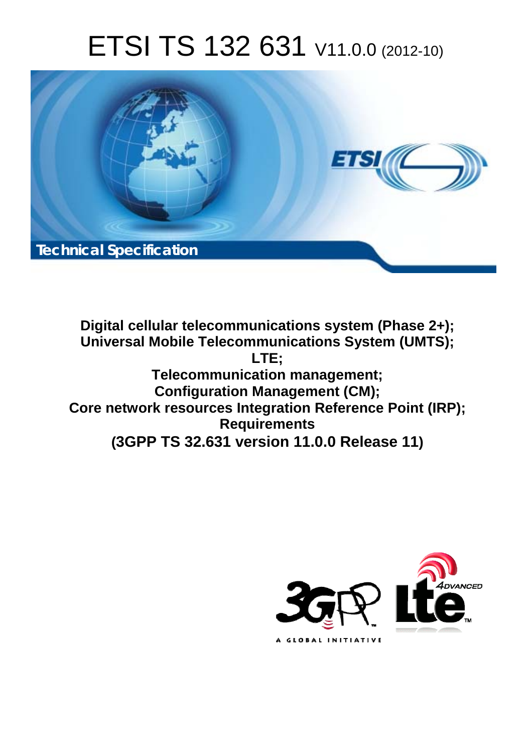# ETSI TS 132 631 V11.0.0 (2012-10)

**Technical Specification**

**Digital cellular telecommunications system (Phase 2+);**
**Universal Mobile Telecommunications System (UMTS);**
**LTE;**
**Telecommunication management;**
**Configuration Management (CM);**
**Core network resources Integration Reference Point (IRP);**
**Requirements**
**(3GPP TS 32.631 version 11.0.0 Release 11)**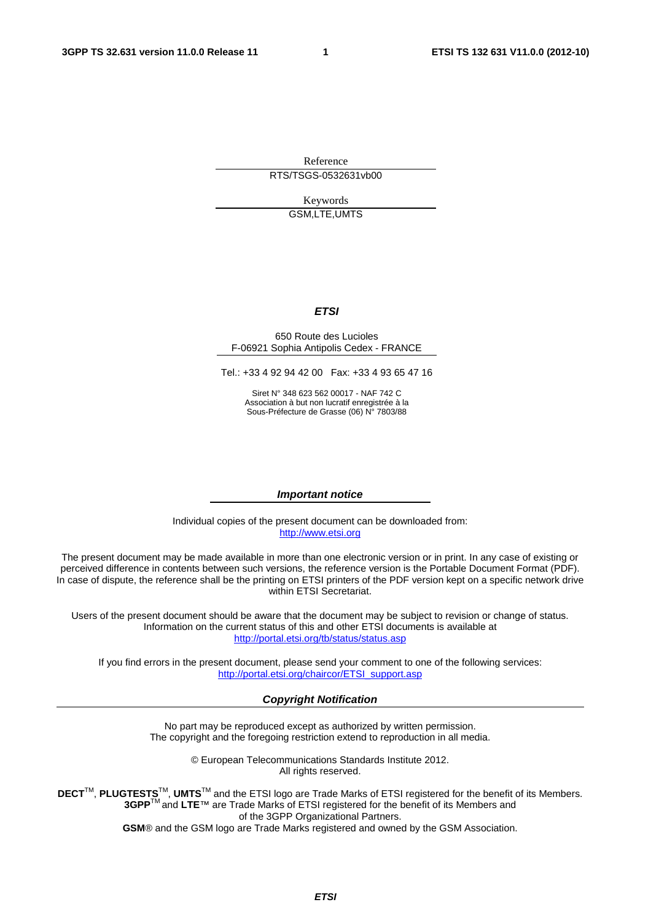Reference

RTS/TSGS-0532631vb00

Keywords

GSM,LTE,UMTS

***ETSI***

650 Route des Lucioles
F-06921 Sophia Antipolis Cedex - FRANCE

Tel.: +33 4 92 94 42 00 Fax: +33 4 93 65 47 16

Siret N° 348 623 562 00017 - NAF 742 C
Association à but non lucratif enregistrée à la
Sous-Préfecture de Grasse (06) N° 7803/88

***Important notice***

Individual copies of the present document can be downloaded from:
http://www.etsi.org

The present document may be made available in more than one electronic version or in print. In any case of existing or perceived difference in contents between such versions, the reference version is the Portable Document Format (PDF). In case of dispute, the reference shall be the printing on ETSI printers of the PDF version kept on a specific network drive within ETSI Secretariat.

Users of the present document should be aware that the document may be subject to revision or change of status. Information on the current status of this and other ETSI documents is available at
http://portal.etsi.org/tb/status/status.asp

If you find errors in the present document, please send your comment to one of the following services:
http://portal.etsi.org/chaircor/ETSI_support.asp

***Copyright Notification***

No part may be reproduced except as authorized by written permission.
The copyright and the foregoing restriction extend to reproduction in all media.

© European Telecommunications Standards Institute 2012.
All rights reserved.

**DECT**™, **PLUGTESTS**™, **UMTS**™ and the ETSI logo are Trade Marks of ETSI registered for the benefit of its Members.
**3GPP**™ and **LTE**™ are Trade Marks of ETSI registered for the benefit of its Members and of the 3GPP Organizational Partners.
**GSM**® and the GSM logo are Trade Marks registered and owned by the GSM Association.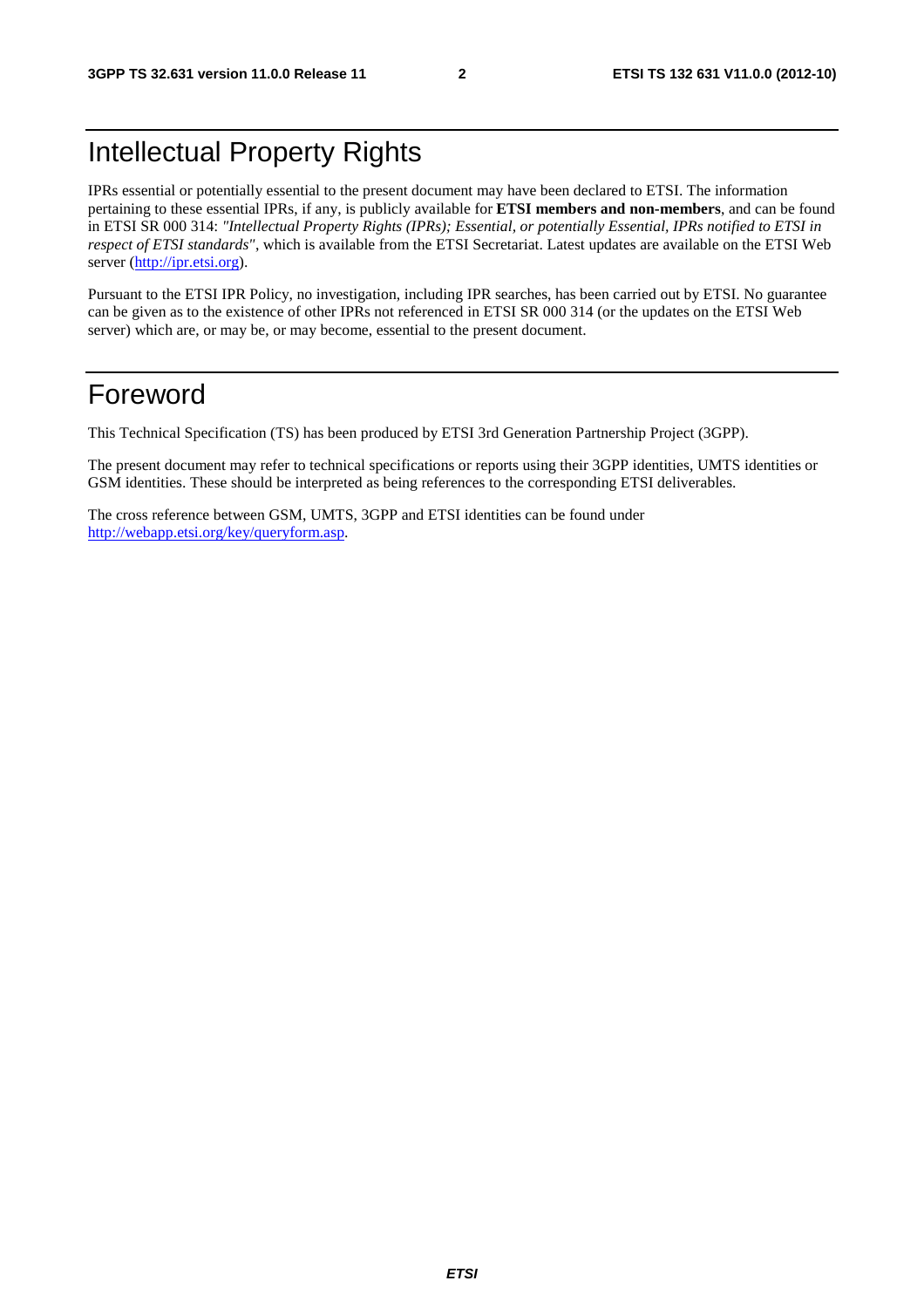# Intellectual Property Rights

IPRs essential or potentially essential to the present document may have been declared to ETSI. The information pertaining to these essential IPRs, if any, is publicly available for **ETSI members and non-members**, and can be found in ETSI SR 000 314: *"Intellectual Property Rights (IPRs); Essential, or potentially Essential, IPRs notified to ETSI in respect of ETSI standards"*, which is available from the ETSI Secretariat. Latest updates are available on the ETSI Web server (http://ipr.etsi.org).

Pursuant to the ETSI IPR Policy, no investigation, including IPR searches, has been carried out by ETSI. No guarantee can be given as to the existence of other IPRs not referenced in ETSI SR 000 314 (or the updates on the ETSI Web server) which are, or may be, or may become, essential to the present document.

# Foreword

This Technical Specification (TS) has been produced by ETSI 3rd Generation Partnership Project (3GPP).

The present document may refer to technical specifications or reports using their 3GPP identities, UMTS identities or GSM identities. These should be interpreted as being references to the corresponding ETSI deliverables.

The cross reference between GSM, UMTS, 3GPP and ETSI identities can be found under http://webapp.etsi.org/key/queryform.asp.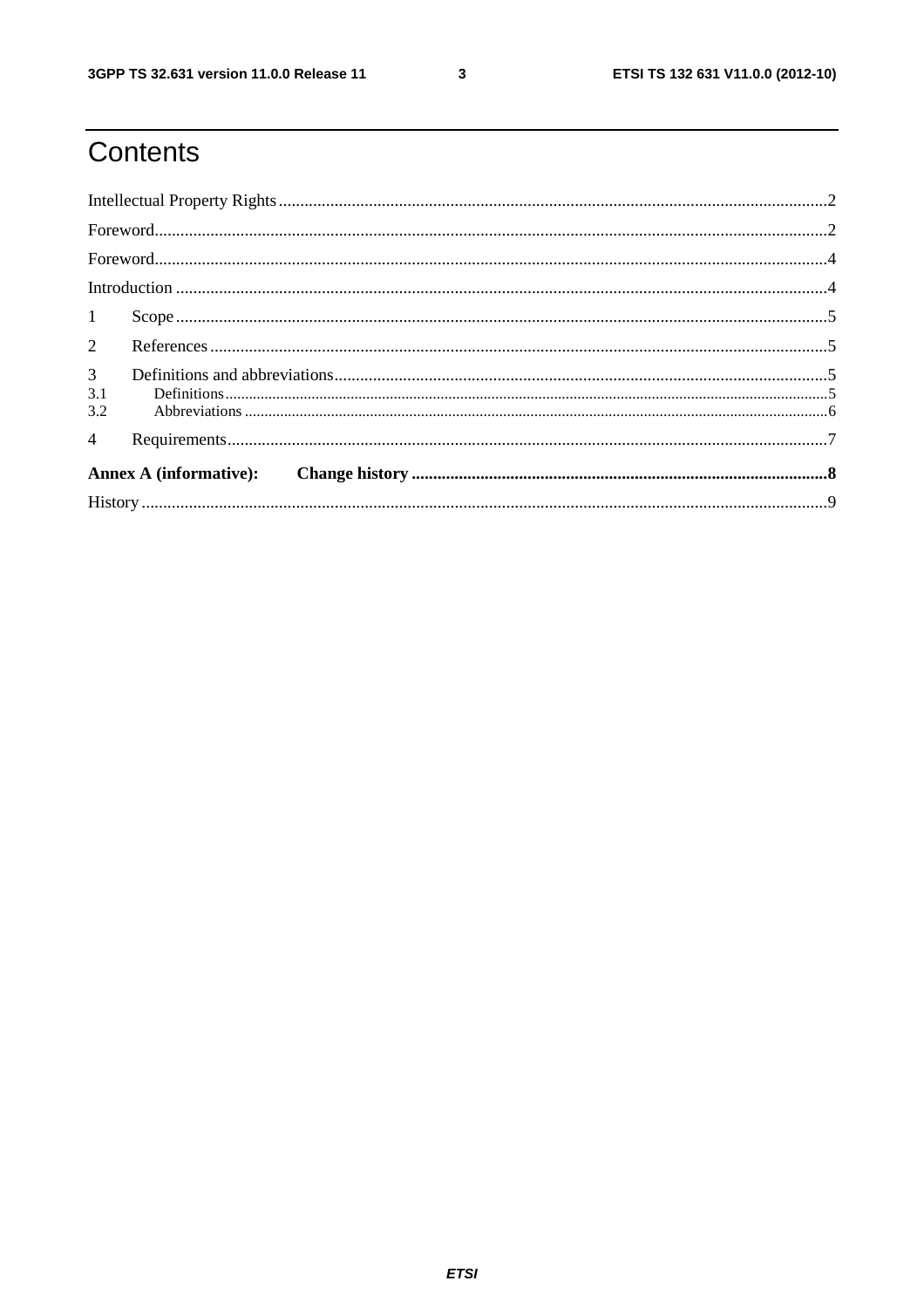# Contents

Intellectual Property Rights ........................................................................................................................ 2

Foreword ..................................................................................................................................................... 2

Foreword ..................................................................................................................................................... 4

Introduction ................................................................................................................................................ 4

1 Scope ....................................................................................................................................................... 5

2 References ................................................................................................................................................ 5

3 Definitions and abbreviations ................................................................................................................... 5

3.1 Definitions ............................................................................................................................................. 5

3.2 Abbreviations ......................................................................................................................................... 6

4 Requirements ........................................................................................................................................... 7

**Annex A (informative): Change history ................................................................................................ 8**

History ......................................................................................................................................................... 9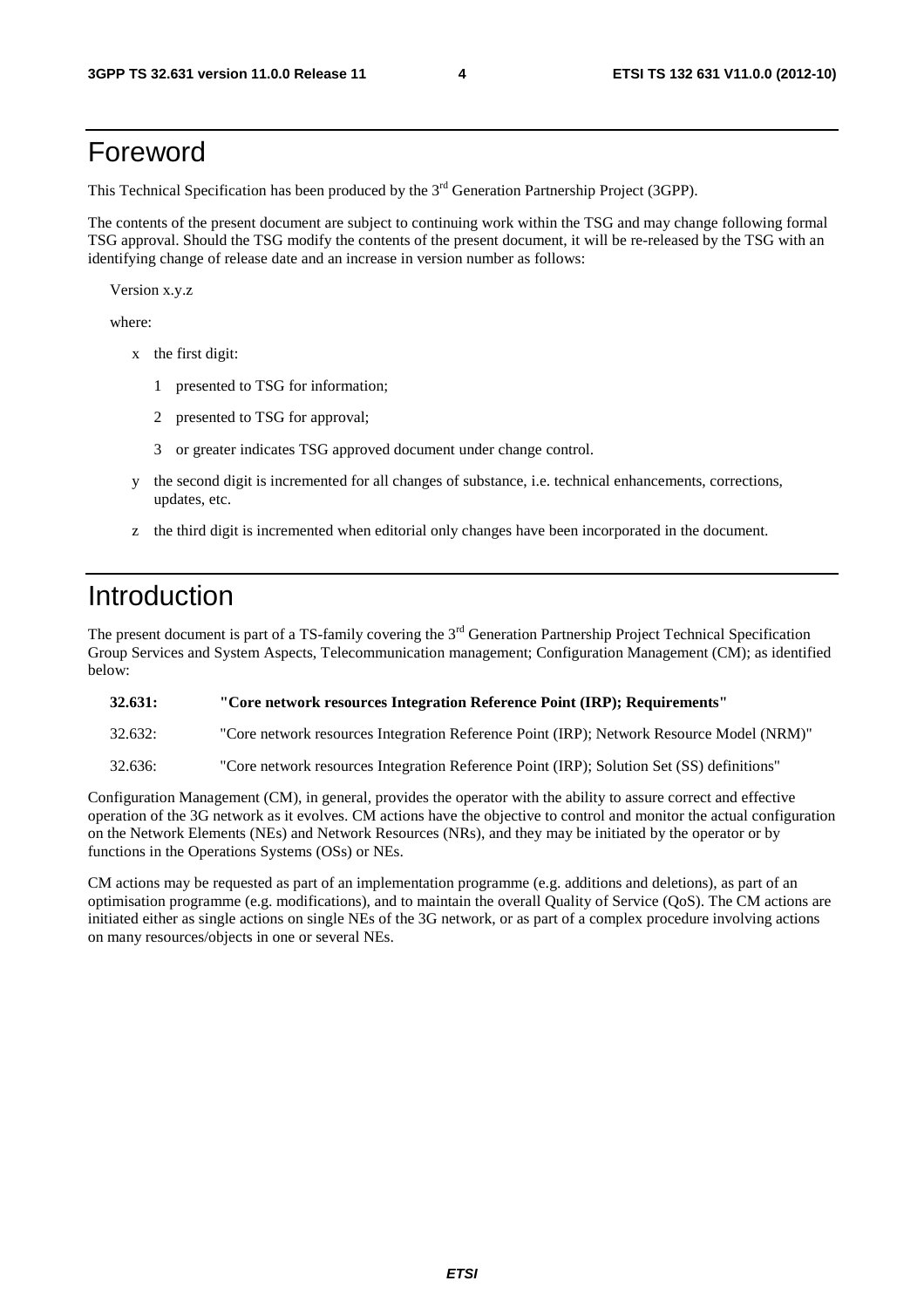# Foreword

This Technical Specification has been produced by the 3rd Generation Partnership Project (3GPP).

The contents of the present document are subject to continuing work within the TSG and may change following formal TSG approval. Should the TSG modify the contents of the present document, it will be re-released by the TSG with an identifying change of release date and an increase in version number as follows:

Version x.y.z

where:

- x the first digit:
  - 1 presented to TSG for information;
  - 2 presented to TSG for approval;
  - 3 or greater indicates TSG approved document under change control.
- y the second digit is incremented for all changes of substance, i.e. technical enhancements, corrections, updates, etc.
- z the third digit is incremented when editorial only changes have been incorporated in the document.

# Introduction

The present document is part of a TS-family covering the 3rd Generation Partnership Project Technical Specification Group Services and System Aspects, Telecommunication management; Configuration Management (CM); as identified below:

**32.631: "Core network resources Integration Reference Point (IRP); Requirements"**

32.632: "Core network resources Integration Reference Point (IRP); Network Resource Model (NRM)"

32.636: "Core network resources Integration Reference Point (IRP); Solution Set (SS) definitions"

Configuration Management (CM), in general, provides the operator with the ability to assure correct and effective operation of the 3G network as it evolves. CM actions have the objective to control and monitor the actual configuration on the Network Elements (NEs) and Network Resources (NRs), and they may be initiated by the operator or by functions in the Operations Systems (OSs) or NEs.

CM actions may be requested as part of an implementation programme (e.g. additions and deletions), as part of an optimisation programme (e.g. modifications), and to maintain the overall Quality of Service (QoS). The CM actions are initiated either as single actions on single NEs of the 3G network, or as part of a complex procedure involving actions on many resources/objects in one or several NEs.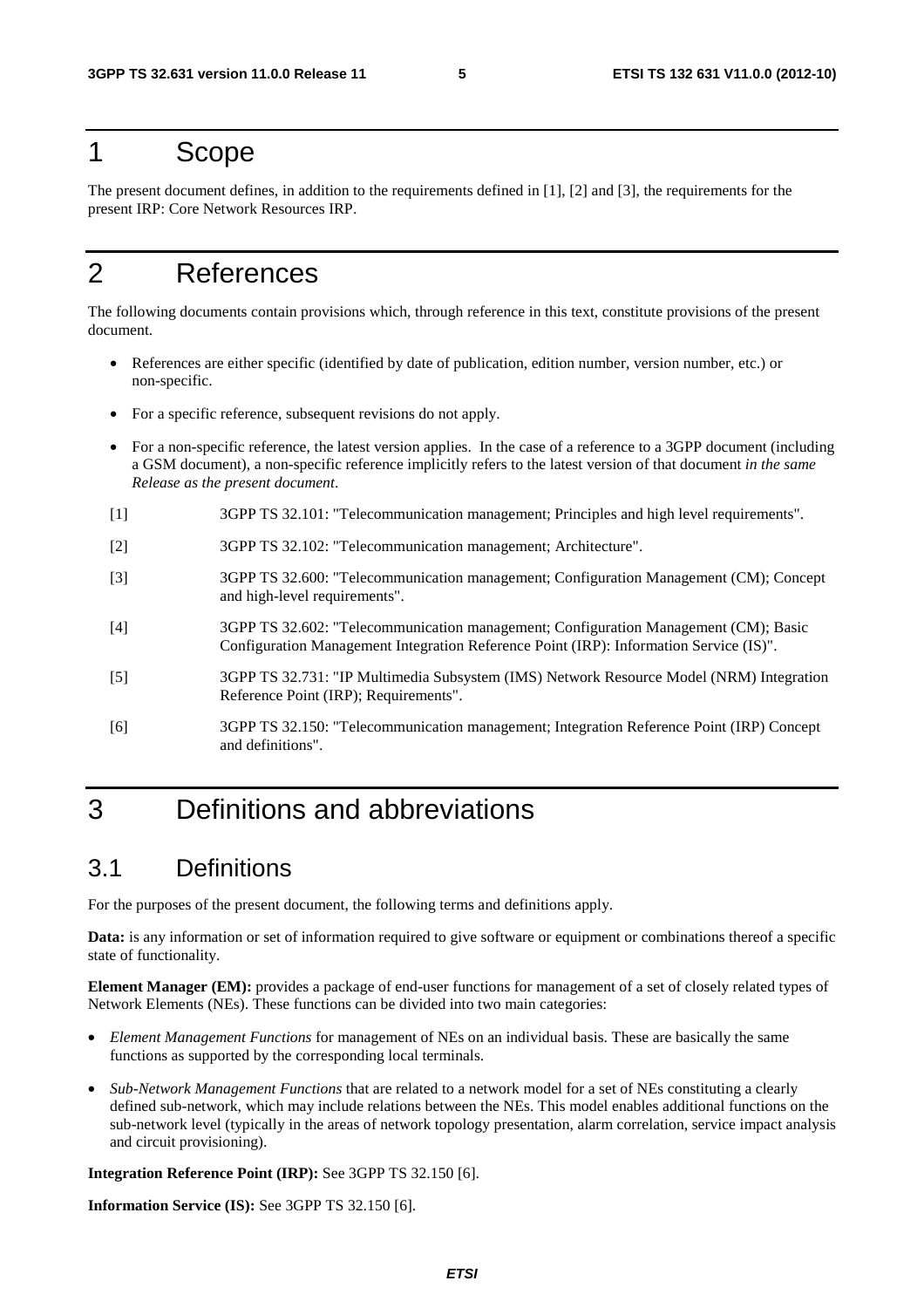# 1 Scope

The present document defines, in addition to the requirements defined in [1], [2] and [3], the requirements for the present IRP: Core Network Resources IRP.

# 2 References

The following documents contain provisions which, through reference in this text, constitute provisions of the present document.

- References are either specific (identified by date of publication, edition number, version number, etc.) or non-specific.
- For a specific reference, subsequent revisions do not apply.
- For a non-specific reference, the latest version applies. In the case of a reference to a 3GPP document (including a GSM document), a non-specific reference implicitly refers to the latest version of that document *in the same Release as the present document*.

[1] 3GPP TS 32.101: "Telecommunication management; Principles and high level requirements".

[2] 3GPP TS 32.102: "Telecommunication management; Architecture".

[3] 3GPP TS 32.600: "Telecommunication management; Configuration Management (CM); Concept and high-level requirements".

[4] 3GPP TS 32.602: "Telecommunication management; Configuration Management (CM); Basic Configuration Management Integration Reference Point (IRP): Information Service (IS)".

[5] 3GPP TS 32.731: "IP Multimedia Subsystem (IMS) Network Resource Model (NRM) Integration Reference Point (IRP); Requirements".

[6] 3GPP TS 32.150: "Telecommunication management; Integration Reference Point (IRP) Concept and definitions".

# 3 Definitions and abbreviations

## 3.1 Definitions

For the purposes of the present document, the following terms and definitions apply.

**Data:** is any information or set of information required to give software or equipment or combinations thereof a specific state of functionality.

**Element Manager (EM):** provides a package of end-user functions for management of a set of closely related types of Network Elements (NEs). These functions can be divided into two main categories:

- *Element Management Functions* for management of NEs on an individual basis. These are basically the same functions as supported by the corresponding local terminals.
- *Sub-Network Management Functions* that are related to a network model for a set of NEs constituting a clearly defined sub-network, which may include relations between the NEs. This model enables additional functions on the sub-network level (typically in the areas of network topology presentation, alarm correlation, service impact analysis and circuit provisioning).

**Integration Reference Point (IRP):** See 3GPP TS 32.150 [6].

**Information Service (IS):** See 3GPP TS 32.150 [6].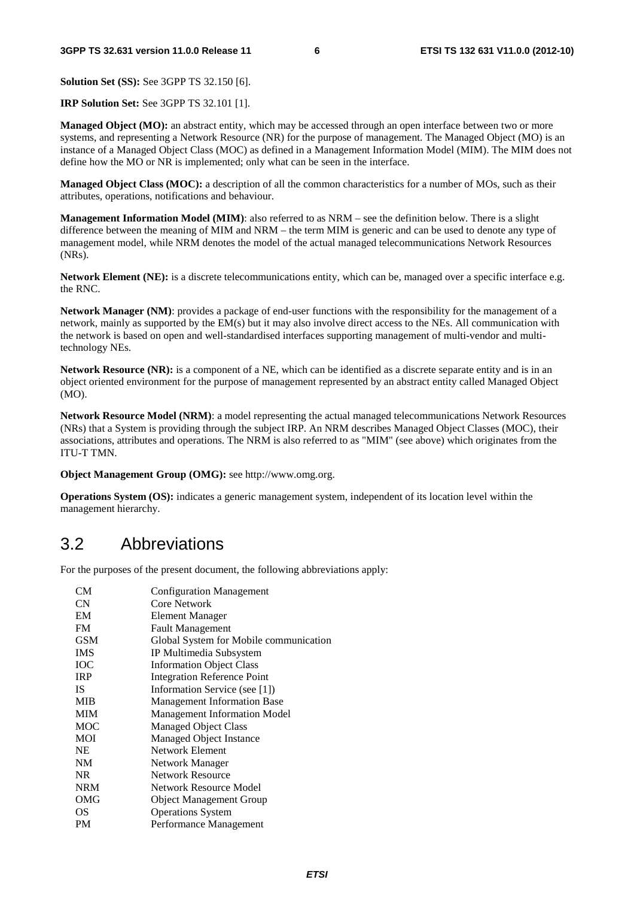**Solution Set (SS):** See 3GPP TS 32.150 [6].

**IRP Solution Set:** See 3GPP TS 32.101 [1].

**Managed Object (MO):** an abstract entity, which may be accessed through an open interface between two or more systems, and representing a Network Resource (NR) for the purpose of management. The Managed Object (MO) is an instance of a Managed Object Class (MOC) as defined in a Management Information Model (MIM). The MIM does not define how the MO or NR is implemented; only what can be seen in the interface.

**Managed Object Class (MOC):** a description of all the common characteristics for a number of MOs, such as their attributes, operations, notifications and behaviour.

**Management Information Model (MIM)**: also referred to as NRM – see the definition below. There is a slight difference between the meaning of MIM and NRM – the term MIM is generic and can be used to denote any type of management model, while NRM denotes the model of the actual managed telecommunications Network Resources (NRs).

**Network Element (NE):** is a discrete telecommunications entity, which can be, managed over a specific interface e.g. the RNC.

**Network Manager (NM)**: provides a package of end-user functions with the responsibility for the management of a network, mainly as supported by the EM(s) but it may also involve direct access to the NEs. All communication with the network is based on open and well-standardised interfaces supporting management of multi-vendor and multi-technology NEs.

**Network Resource (NR):** is a component of a NE, which can be identified as a discrete separate entity and is in an object oriented environment for the purpose of management represented by an abstract entity called Managed Object (MO).

**Network Resource Model (NRM)**: a model representing the actual managed telecommunications Network Resources (NRs) that a System is providing through the subject IRP. An NRM describes Managed Object Classes (MOC), their associations, attributes and operations. The NRM is also referred to as "MIM" (see above) which originates from the ITU-T TMN.

**Object Management Group (OMG):** see http://www.omg.org.

**Operations System (OS):** indicates a generic management system, independent of its location level within the management hierarchy.

## 3.2 Abbreviations

For the purposes of the present document, the following abbreviations apply:

| | |
|---|---|
| CM | Configuration Management |
| CN | Core Network |
| EM | Element Manager |
| FM | Fault Management |
| GSM | Global System for Mobile communication |
| IMS | IP Multimedia Subsystem |
| IOC | Information Object Class |
| IRP | Integration Reference Point |
| IS | Information Service (see [1]) |
| MIB | Management Information Base |
| MIM | Management Information Model |
| MOC | Managed Object Class |
| MOI | Managed Object Instance |
| NE | Network Element |
| NM | Network Manager |
| NR | Network Resource |
| NRM | Network Resource Model |
| OMG | Object Management Group |
| OS | Operations System |
| PM | Performance Management |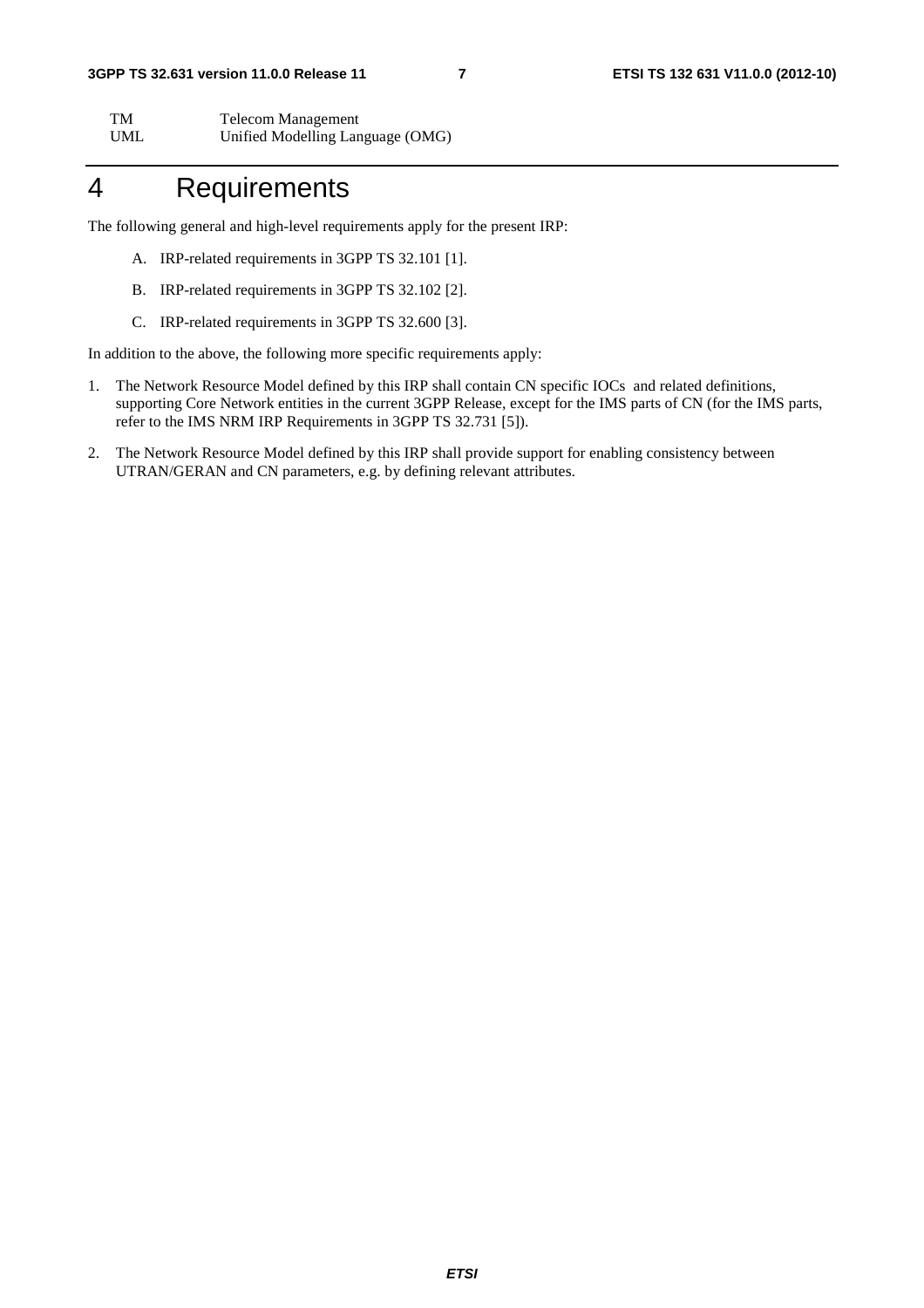| | |
|---|---|
| TM | Telecom Management |
| UML | Unified Modelling Language (OMG) |

# 4 Requirements

The following general and high-level requirements apply for the present IRP:

A. IRP-related requirements in 3GPP TS 32.101 [1].

B. IRP-related requirements in 3GPP TS 32.102 [2].

C. IRP-related requirements in 3GPP TS 32.600 [3].

In addition to the above, the following more specific requirements apply:

1. The Network Resource Model defined by this IRP shall contain CN specific IOCs and related definitions, supporting Core Network entities in the current 3GPP Release, except for the IMS parts of CN (for the IMS parts, refer to the IMS NRM IRP Requirements in 3GPP TS 32.731 [5]).

2. The Network Resource Model defined by this IRP shall provide support for enabling consistency between UTRAN/GERAN and CN parameters, e.g. by defining relevant attributes.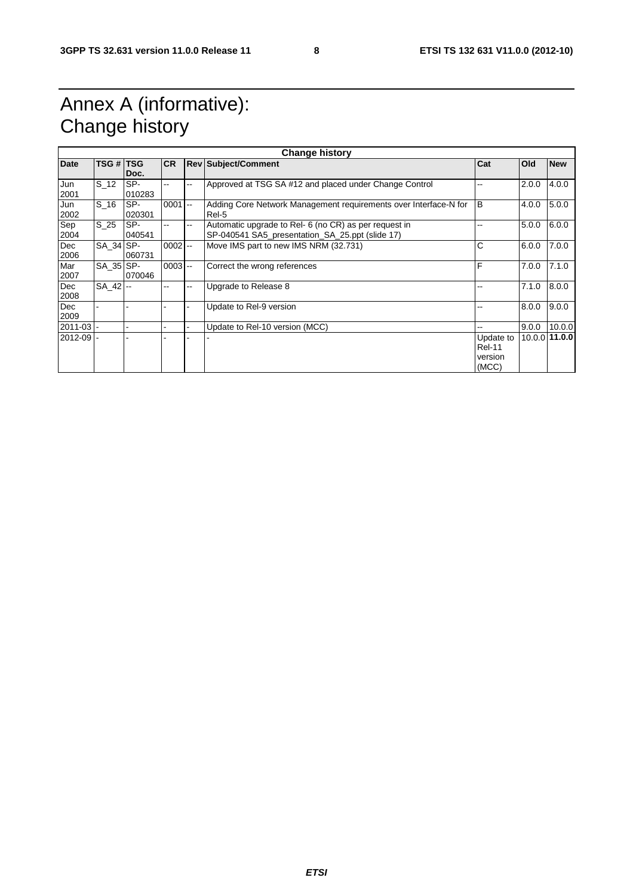# Annex A (informative): Change history

| Change history | | | | | | | | |
|---|---|---|---|---|---|---|---|---|
| **Date** | **TSG #** | **TSG Doc.** | **CR** | **Rev** | **Subject/Comment** | **Cat** | **Old** | **New** |
| Jun 2001 | S_12 | SP-010283 | -- | -- | Approved at TSG SA #12 and placed under Change Control | -- | 2.0.0 | 4.0.0 |
| Jun 2002 | S_16 | SP-020301 | 0001 | -- | Adding Core Network Management requirements over Interface-N for Rel-5 | B | 4.0.0 | 5.0.0 |
| Sep 2004 | S_25 | SP-040541 | -- | -- | Automatic upgrade to Rel- 6 (no CR) as per request in SP-040541 SA5_presentation_SA_25.ppt (slide 17) | -- | 5.0.0 | 6.0.0 |
| Dec 2006 | SA_34 | SP-060731 | 0002 | -- | Move IMS part to new IMS NRM (32.731) | C | 6.0.0 | 7.0.0 |
| Mar 2007 | SA_35 | SP-070046 | 0003 | -- | Correct the wrong references | F | 7.0.0 | 7.1.0 |
| Dec 2008 | SA_42 | -- | -- | -- | Upgrade to Release 8 | -- | 7.1.0 | 8.0.0 |
| Dec 2009 | - | - | - | - | Update to Rel-9 version | -- | 8.0.0 | 9.0.0 |
| 2011-03 | - | - | - | - | Update to Rel-10 version (MCC) | -- | 9.0.0 | 10.0.0 |
| 2012-09 | - | - | - | - | - | Update to Rel-11 version (MCC) | 10.0.0 | **11.0.0** |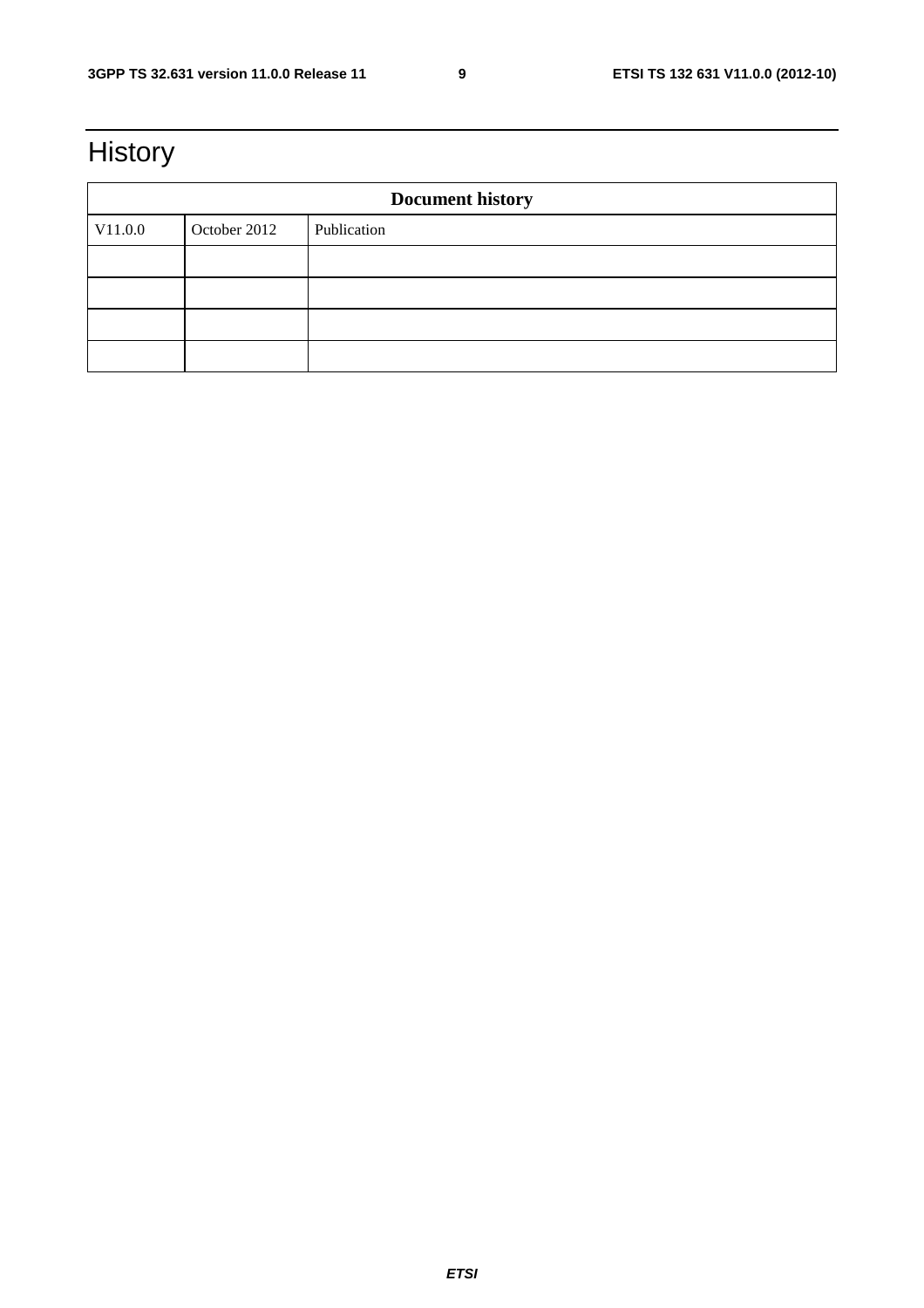# History

| Document history | | |
|---|---|---|
| V11.0.0 | October 2012 | Publication |
| | | |
| | | |
| | | |
| | | |